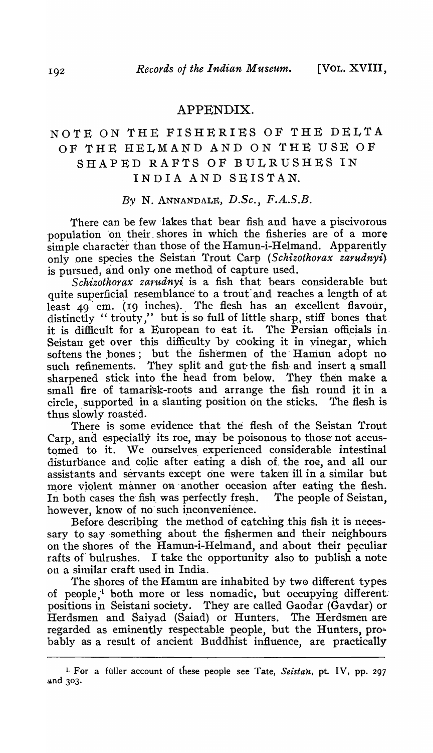## APPENDIX.

# NOTE ON THE FISHERIES OF THE DELTA OF THE HELMAND AND ON THE USE OF SHAPED RAFTS OF BULRUSHES IN INDIA AND SEISTAN.

*By* N. ANNANDALE, *D.Sc., F.A.S.B.*

There can be few lakes that bear fish and have a piscivorous population on their shores in which the fisheries are of a more simple character than those of the Hamun-i-Helmand. Apparently only one species the Seistan Trout Carp (*Schizothorax zarudnyi*) is pursued, and only one method of capture used.

*Schizothorax zarudnyi* is a fish that bears considerable but quite superficial resemblance to a trout and reaches a length of at least 49 cm. (19 inches). The flesh has an excellent flavour, distinctly "trouty," but is so full of little sharp, stiff bones that it is difficult for a European to eat it. The Persian officials in Seistan get over this difficulty by cooking it in vinegar, which softens the bones; but the fishermen of the Hamun adopt no such refinements. They split and gut the fish and insert a small sharpened stick into the head from below. They then make a small fire of tamarisk-roots and arrange the fish round it in a circle, supported in a slanting position on the sticks. The flesh is thus slowly roasted.

There is some evidence that the flesh of the Seistan Trout Carp, and especially its roe, may be poisonous to those not accustomed to it. We ourselves experienced considerable intestinal disturbance and colic after eating a dish of the roe, and all our assistants and servants except one were taken ill in a similar but more violent manner on another occasion after eating the flesh. In both cases the fish was perfectly fresh. The people of Seistan, however, know of no such inconvenience.

Before describing the method of catching this fish it is necessary to say something about the fishermen and their neighbours on the shores of the Hamun-i-Helmand, and about their peculiar rafts of bulrushes. I take the opportunity also to publish a note on a similar craft used in India.

The shores of the Hamun are inhabited by two different types of people,[1] both more or less nomadic, but occupying different positions in Seistani society. They are called Gaodar (Gavdar) or Herdsmen and Saiyad (Saiad) or Hunters. The Herdsmen are regarded as eminently respectable people, but the Hunters, probably as a result of ancient Buddhist influence, are practically

[1] For a fuller account of these people see Tate, *Seistan*, pt. IV, pp. 297 and 303.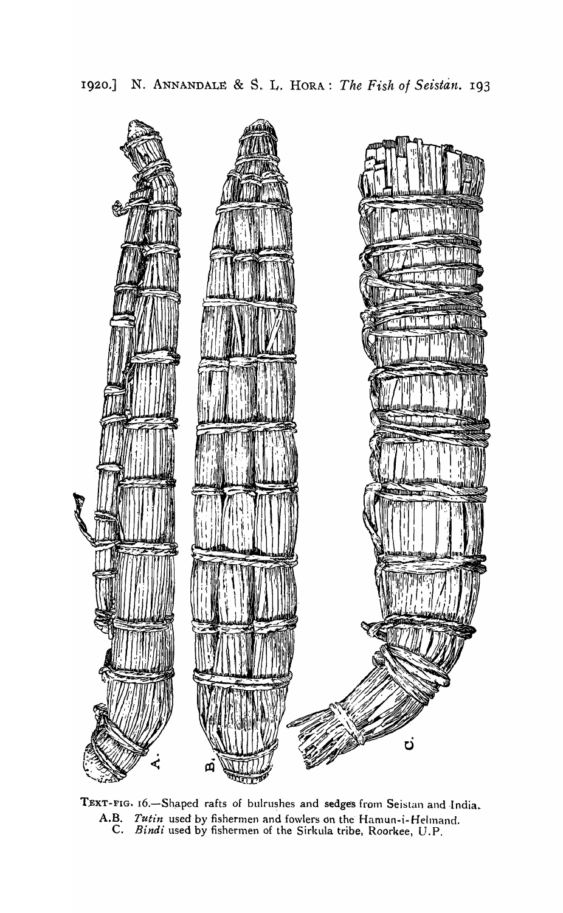TEXT-FIG. 16.—Shaped rafts of bulrushes and sedges from Seistan and India.

A.B. *Tutin* used by fishermen and fowlers on the Hamun-i-Helmand.

C. *Bindi* used by fishermen of the Sirkula tribe, Roorkee, U.P.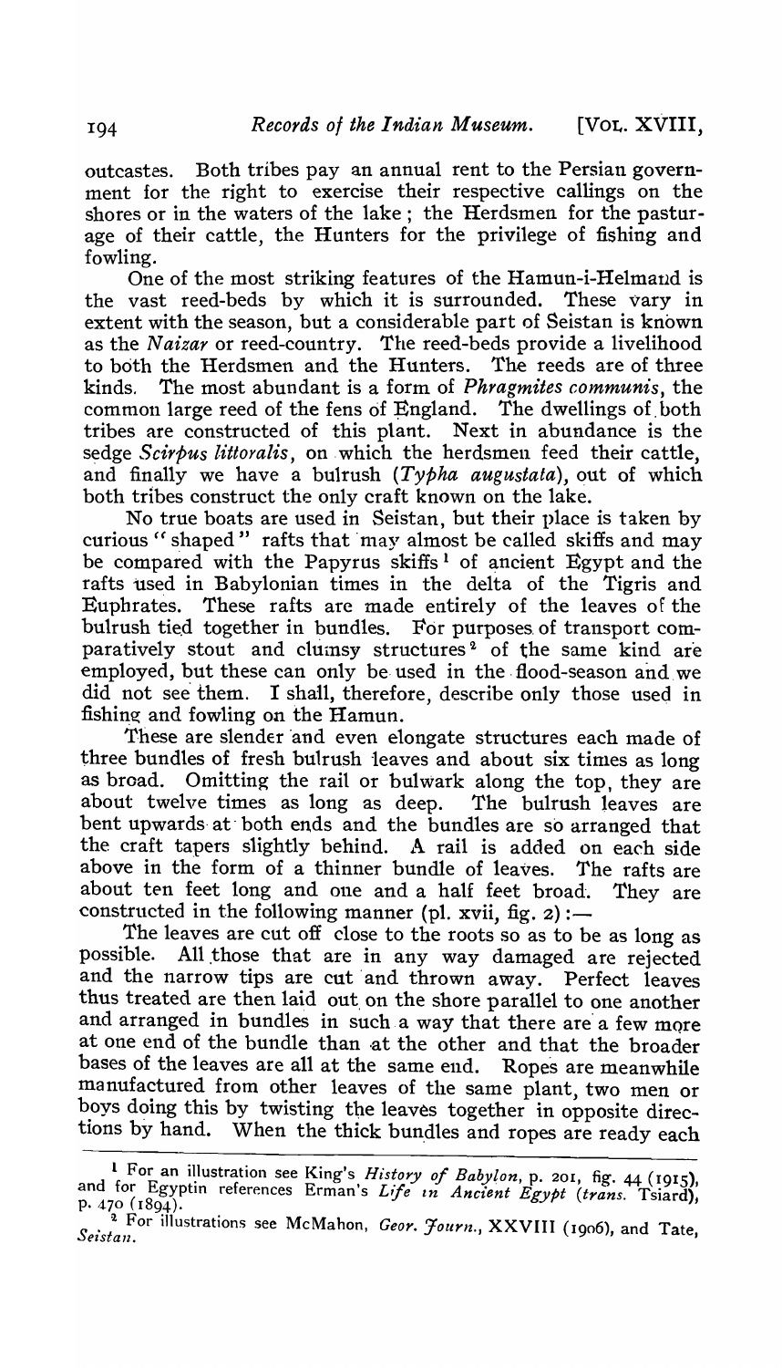outcastes. Both tribes pay an annual rent to the Persian government for the right to exercise their respective callings on the shores or in the waters of the lake; the Herdsmen for the pasturage of their cattle, the Hunters for the privilege of fishing and fowling.

One of the most striking features of the Hamun-i-Helmand is the vast reed-beds by which it is surrounded. These vary in extent with the season, but a considerable part of Seistan is known as the *Naizar* or reed-country. The reed-beds provide a livelihood to both the Herdsmen and the Hunters. The reeds are of three kinds. The most abundant is a form of *Phragmites communis*, the common large reed of the fens of England. The dwellings of both tribes are constructed of this plant. Next in abundance is the sedge *Scirpus littoralis*, on which the herdsmen feed their cattle, and finally we have a bulrush (*Typha augustata*), out of which both tribes construct the only craft known on the lake.

No true boats are used in Seistan, but their place is taken by curious "shaped" rafts that may almost be called skiffs and may be compared with the Papyrus skiffs [1] of ancient Egypt and the rafts used in Babylonian times in the delta of the Tigris and Euphrates. These rafts are made entirely of the leaves of the bulrush tied together in bundles. For purposes of transport comparatively stout and clumsy structures [2] of the same kind are employed, but these can only be used in the flood-season and we did not see them. I shall, therefore, describe only those used in fishing and fowling on the Hamun.

These are slender and even elongate structures each made of three bundles of fresh bulrush leaves and about six times as long as broad. Omitting the rail or bulwark along the top, they are about twelve times as long as deep. The bulrush leaves are bent upwards at both ends and the bundles are so arranged that the craft tapers slightly behind. A rail is added on each side above in the form of a thinner bundle of leaves. The rafts are about ten feet long and one and a half feet broad. They are constructed in the following manner (pl. xvii, fig. 2):—

The leaves are cut off close to the roots so as to be as long as possible. All those that are in any way damaged are rejected and the narrow tips are cut and thrown away. Perfect leaves thus treated are then laid out on the shore parallel to one another and arranged in bundles in such a way that there are a few more at one end of the bundle than at the other and that the broader bases of the leaves are all at the same end. Ropes are meanwhile manufactured from other leaves of the same plant, two men or boys doing this by twisting the leaves together in opposite directions by hand. When the thick bundles and ropes are ready each

---

[1] For an illustration see King's *History of Babylon*, p. 201, fig. 44 (1915), and for Egyptin references Erman's *Life in Ancient Egypt* (*trans.* Tsiard), p. 470 (1894).

[2] For illustrations see McMahon, *Geor. Journ.*, XXVIII (1906), and Tate, *Seistan*.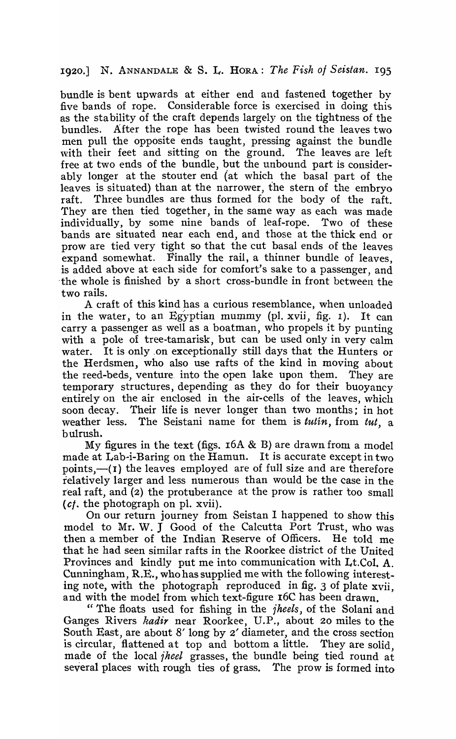bundle is bent upwards at either end and fastened together by five bands of rope. Considerable force is exercised in doing this as the stability of the craft depends largely on the tightness of the bundles. After the rope has been twisted round the leaves two men pull the opposite ends taught, pressing against the bundle with their feet and sitting on the ground. The leaves are left free at two ends of the bundle, but the unbound part is considerably longer at the stouter end (at which the basal part of the leaves is situated) than at the narrower, the stern of the embryo raft. Three bundles are thus formed for the body of the raft. They are then tied together, in the same way as each was made individually, by some nine bands of leaf-rope. Two of these bands are situated near each end, and those at the thick end or prow are tied very tight so that the cut basal ends of the leaves expand somewhat. Finally the rail, a thinner bundle of leaves, is added above at each side for comfort's sake to a passenger, and the whole is finished by a short cross-bundle in front between the two rails.

A craft of this kind has a curious resemblance, when unloaded in the water, to an Egyptian mummy (pl. xvii, fig. 1). It can carry a passenger as well as a boatman, who propels it by punting with a pole of tree-tamarisk, but can be used only in very calm water. It is only on exceptionally still days that the Hunters or the Herdsmen, who also use rafts of the kind in moving about the reed-beds, venture into the open lake upon them. They are temporary structures, depending as they do for their buoyancy entirely on the air enclosed in the air-cells of the leaves, which soon decay. Their life is never longer than two months; in hot weather less. The Seistani name for them is *tutín*, from *tut*, a bulrush.

My figures in the text (figs. 16A & B) are drawn from a model made at Lab-i-Baring on the Hamun. It is accurate except in two points,—(1) the leaves employed are of full size and are therefore relatively larger and less numerous than would be the case in the real raft, and (2) the protuberance at the prow is rather too small (*cf.* the photograph on pl. xvii).

On our return journey from Seistan I happened to show this model to Mr. W. J Good of the Calcutta Port Trust, who was then a member of the Indian Reserve of Officers. He told me that he had seen similar rafts in the Roorkee district of the United Provinces and kindly put me into communication with Lt.Col. A. Cunningham, R.E., who has supplied me with the following interesting note, with the photograph reproduced in fig. 3 of plate xvii, and with the model from which text-figure 16C has been drawn.

"The floats used for fishing in the *jheels*, of the Solani and Ganges Rivers *kadir* near Roorkee, U.P., about 20 miles to the South East, are about 8′ long by 2′ diameter, and the cross section is circular, flattened at top and bottom a little. They are solid, made of the local *jheel* grasses, the bundle being tied round at several places with rough ties of grass. The prow is formed into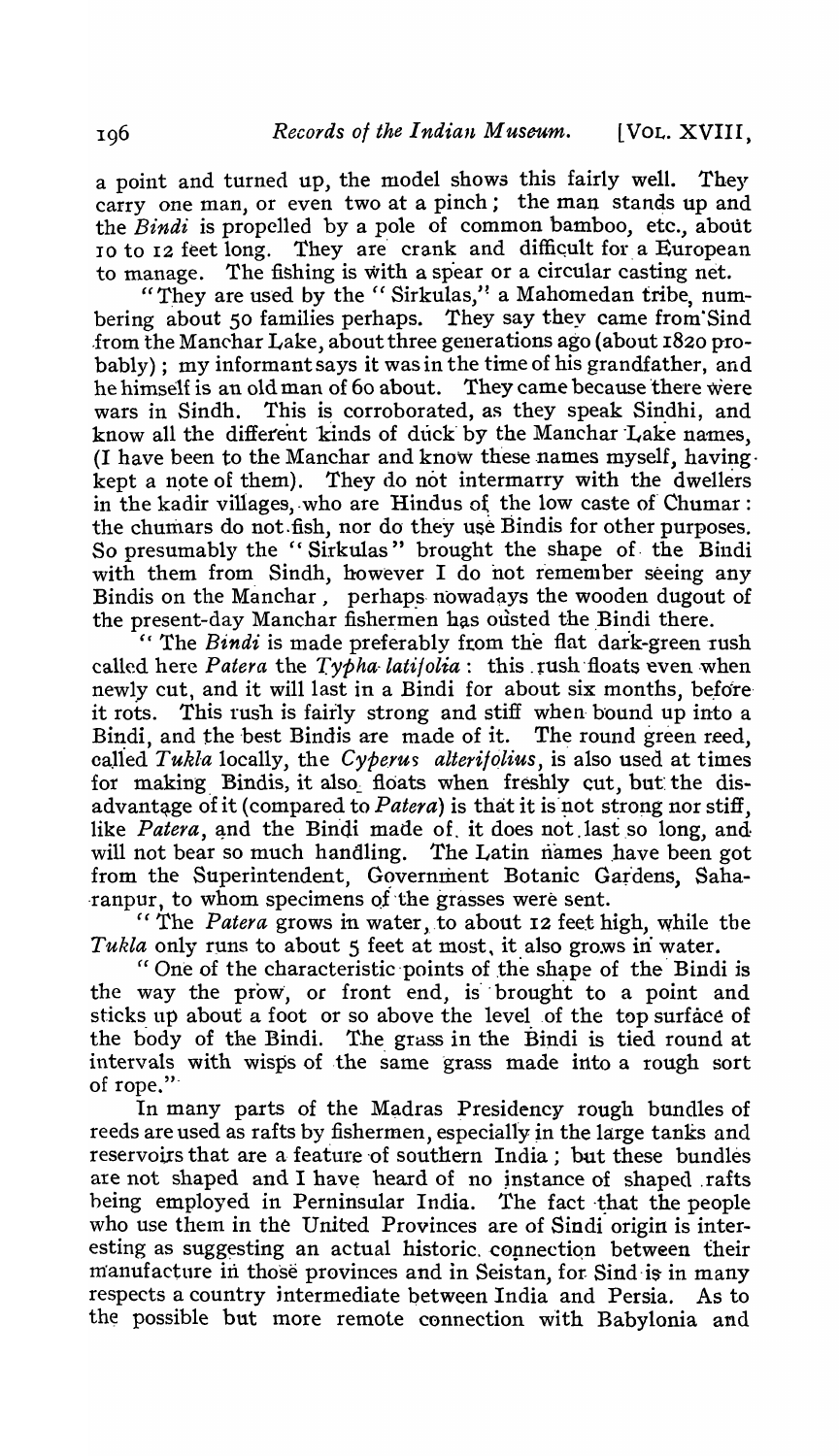a point and turned up, the model shows this fairly well. They carry one man, or even two at a pinch; the man stands up and the *Bindi* is propelled by a pole of common bamboo, etc., about 10 to 12 feet long. They are crank and difficult for a European to manage. The fishing is with a spear or a circular casting net.

"They are used by the "Sirkulas," a Mahomedan tribe, numbering about 50 families perhaps. They say they came from Sind from the Manchar Lake, about three generations ago (about 1820 probably); my informant says it was in the time of his grandfather, and he himself is an old man of 60 about. They came because there were wars in Sindh. This is corroborated, as they speak Sindhi, and know all the different kinds of duck by the Manchar Lake names, (I have been to the Manchar and know these names myself, having kept a note of them). They do not intermarry with the dwellers in the kadir villages, who are Hindus of the low caste of Chumar: the chumars do not fish, nor do they use Bindis for other purposes. So presumably the "Sirkulas" brought the shape of the Bindi with them from Sindh, however I do not remember seeing any Bindis on the Manchar, perhaps nowadays the wooden dugout of the present-day Manchar fishermen has ousted the Bindi there.

"The *Bindi* is made preferably from the flat dark-green rush called here *Patera* the *Typha latifolia*: this rush floats even when newly cut, and it will last in a Bindi for about six months, before it rots. This rush is fairly strong and stiff when bound up into a Bindi, and the best Bindis are made of it. The round green reed, called *Tukla* locally, the *Cyperus alterifolius*, is also used at times for making Bindis, it also floats when freshly cut, but the disadvantage of it (compared to *Patera*) is that it is not strong nor stiff, like *Patera*, and the Bindi made of it does not last so long, and will not bear so much handling. The Latin names have been got from the Superintendent, Government Botanic Gardens, Saharanpur, to whom specimens of the grasses were sent.

"The *Patera* grows in water, to about 12 feet high, while the *Tukla* only runs to about 5 feet at most, it also grows in water.

"One of the characteristic points of the shape of the Bindi is the way the prow, or front end, is brought to a point and sticks up about a foot or so above the level of the top surface of the body of the Bindi. The grass in the Bindi is tied round at intervals with wisps of the same grass made into a rough sort of rope."

In many parts of the Madras Presidency rough bundles of reeds are used as rafts by fishermen, especially in the large tanks and reservoirs that are a feature of southern India; but these bundles are not shaped and I have heard of no instance of shaped rafts being employed in Perninsular India. The fact that the people who use them in the United Provinces are of Sindi origin is interesting as suggesting an actual historic connection between their manufacture in those provinces and in Seistan, for Sind is in many respects a country intermediate between India and Persia. As to the possible but more remote connection with Babylonia and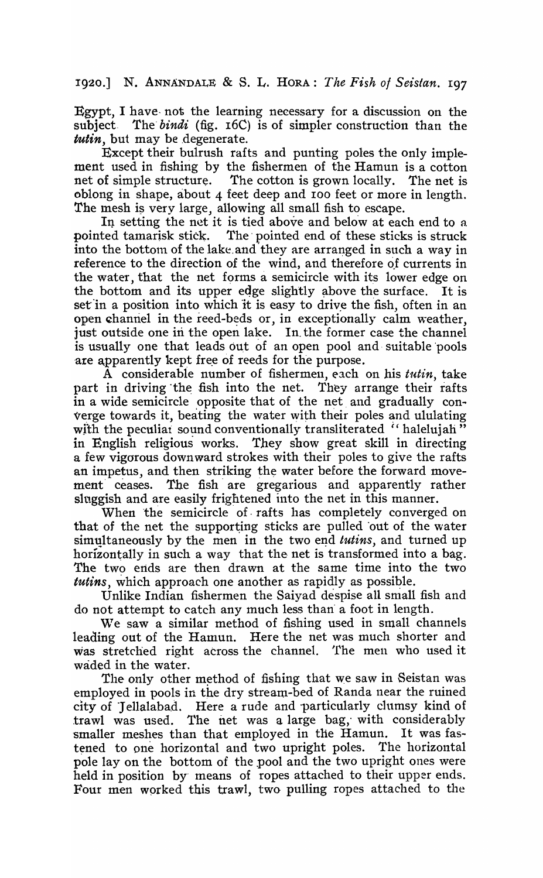Egypt, I have not the learning necessary for a discussion on the subject. The *bindi* (fig. 16C) is of simpler construction than the *tutin*, but may be degenerate.

Except their bulrush rafts and punting poles the only implement used in fishing by the fishermen of the Hamun is a cotton net of simple structure. The cotton is grown locally. The net is oblong in shape, about 4 feet deep and 100 feet or more in length. The mesh is very large, allowing all small fish to escape.

In setting the net it is tied above and below at each end to a pointed tamarisk stick. The pointed end of these sticks is struck into the bottom of the lake and they are arranged in such a way in reference to the direction of the wind, and therefore of currents in the water, that the net forms a semicircle with its lower edge on the bottom and its upper edge slightly above the surface. It is set in a position into which it is easy to drive the fish, often in an open channel in the reed-beds or, in exceptionally calm weather, just outside one in the open lake. In the former case the channel is usually one that leads out of an open pool and suitable pools are apparently kept free of reeds for the purpose.

A considerable number of fishermen, each on his *tutin*, take part in driving the fish into the net. They arrange their rafts in a wide semicircle opposite that of the net and gradually converge towards it, beating the water with their poles and ululating with the peculiar sound conventionally transliterated "halelujah" in English religious works. They show great skill in directing a few vigorous downward strokes with their poles to give the rafts an impetus, and then striking the water before the forward movement ceases. The fish are gregarious and apparently rather sluggish and are easily frightened into the net in this manner.

When the semicircle of rafts has completely converged on that of the net the supporting sticks are pulled out of the water simultaneously by the men in the two end *tutins*, and turned up horizontally in such a way that the net is transformed into a bag. The two ends are then drawn at the same time into the two *tutins*, which approach one another as rapidly as possible.

Unlike Indian fishermen the Saiyad despise all small fish and do not attempt to catch any much less than a foot in length.

We saw a similar method of fishing used in small channels leading out of the Hamun. Here the net was much shorter and was stretched right across the channel. The men who used it waded in the water.

The only other method of fishing that we saw in Seistan was employed in pools in the dry stream-bed of Randa near the ruined city of Jellalabad. Here a rude and particularly clumsy kind of trawl was used. The net was a large bag, with considerably smaller meshes than that employed in the Hamun. It was fastened to one horizontal and two upright poles. The horizontal pole lay on the bottom of the pool and the two upright ones were held in position by means of ropes attached to their upper ends. Four men worked this trawl, two pulling ropes attached to the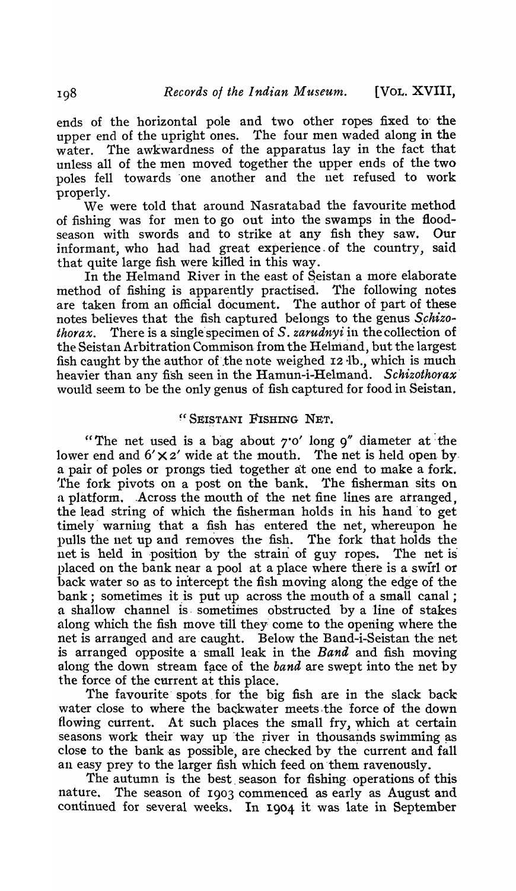ends of the horizontal pole and two other ropes fixed to the upper end of the upright ones. The four men waded along in the water. The awkwardness of the apparatus lay in the fact that unless all of the men moved together the upper ends of the two poles fell towards one another and the net refused to work properly.

We were told that around Nasratabad the favourite method of fishing was for men to go out into the swamps in the flood-season with swords and to strike at any fish they saw. Our informant, who had had great experience of the country, said that quite large fish were killed in this way.

In the Helmand River in the east of Seistan a more elaborate method of fishing is apparently practised. The following notes are taken from an official document. The author of part of these notes believes that the fish captured belongs to the genus *Schizothorax*. There is a single specimen of *S. zarudnyi* in the collection of the Seistan Arbitration Commison from the Helmand, but the largest fish caught by the author of the note weighed 12 lb., which is much heavier than any fish seen in the Hamun-i-Helmand. *Schizothorax* would seem to be the only genus of fish captured for food in Seistan.

## "SEISTANI FISHING NET.

"The net used is a bag about 7·0′ long 9″ diameter at the lower end and 6′ × 2′ wide at the mouth. The net is held open by a pair of poles or prongs tied together at one end to make a fork. The fork pivots on a post on the bank. The fisherman sits on a platform. Across the mouth of the net fine lines are arranged, the lead string of which the fisherman holds in his hand to get timely warning that a fish has entered the net, whereupon he pulls the net up and removes the fish. The fork that holds the net is held in position by the strain of guy ropes. The net is placed on the bank near a pool at a place where there is a swirl or back water so as to intercept the fish moving along the edge of the bank; sometimes it is put up across the mouth of a small canal; a shallow channel is sometimes obstructed by a line of stakes along which the fish move till they come to the opening where the net is arranged and are caught. Below the Band-i-Seistan the net is arranged opposite a small leak in the *Band* and fish moving along the down stream face of the *band* are swept into the net by the force of the current at this place.

The favourite spots for the big fish are in the slack back water close to where the backwater meets the force of the down flowing current. At such places the small fry, which at certain seasons work their way up the river in thousands swimming as close to the bank as possible, are checked by the current and fall an easy prey to the larger fish which feed on them ravenously.

The autumn is the best season for fishing operations of this nature. The season of 1903 commenced as early as August and continued for several weeks. In 1904 it was late in September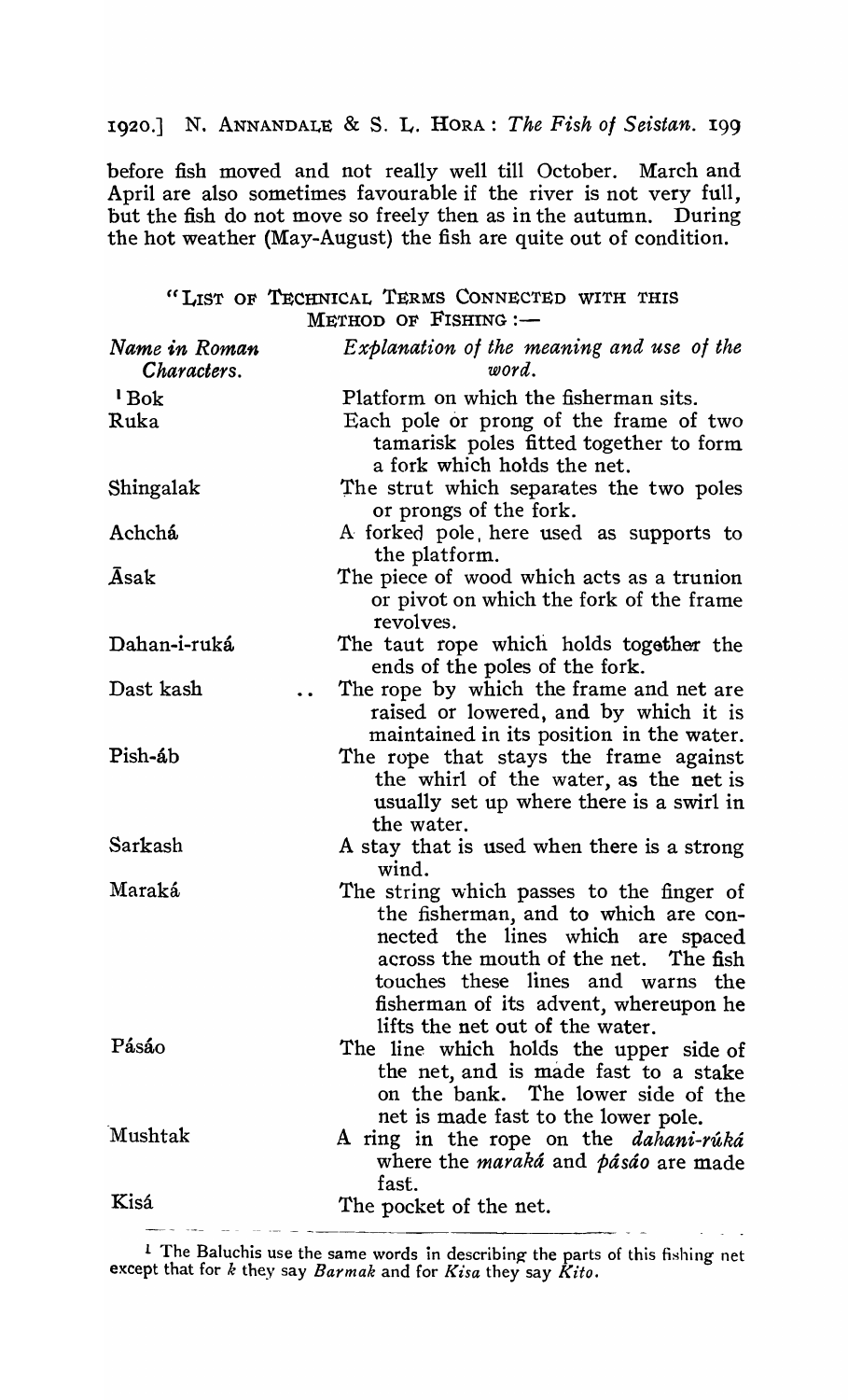before fish moved and not really well till October. March and April are also sometimes favourable if the river is not very full, but the fish do not move so freely then as in the autumn. During the hot weather (May-August) the fish are quite out of condition.

"LIST OF TECHNICAL TERMS CONNECTED WITH THIS METHOD OF FISHING :—

| *Name in Roman Characters.* | *Explanation of the meaning and use of the word.* |
|---|---|
| [1] Bok | Platform on which the fisherman sits. |
| Ruka | Each pole or prong of the frame of two tamarisk poles fitted together to form a fork which holds the net. |
| Shingalak | The strut which separates the two poles or prongs of the fork. |
| Achchá | A forked pole, here used as supports to the platform. |
| Āsak | The piece of wood which acts as a trunion or pivot on which the fork of the frame revolves. |
| Dahan-i-ruká | The taut rope which holds together the ends of the poles of the fork. |
| Dast kash .. | The rope by which the frame and net are raised or lowered, and by which it is maintained in its position in the water. |
| Pish-áb | The rope that stays the frame against the whirl of the water, as the net is usually set up where there is a swirl in the water. |
| Sarkash | A stay that is used when there is a strong wind. |
| Maraká | The string which passes to the finger of the fisherman, and to which are connected the lines which are spaced across the mouth of the net. The fish touches these lines and warns the fisherman of its advent, whereupon he lifts the net out of the water. |
| Pásáo | The line which holds the upper side of the net, and is made fast to a stake on the bank. The lower side of the net is made fast to the lower pole. |
| Mushtak | A ring in the rope on the *dahani-rúká* where the *maraká* and *pásáo* are made fast. |
| Kisá | The pocket of the net. |

[1] The Baluchis use the same words in describing the parts of this fishing net except that for *k* they say *Barmak* and for *Kisa* they say *Kito*.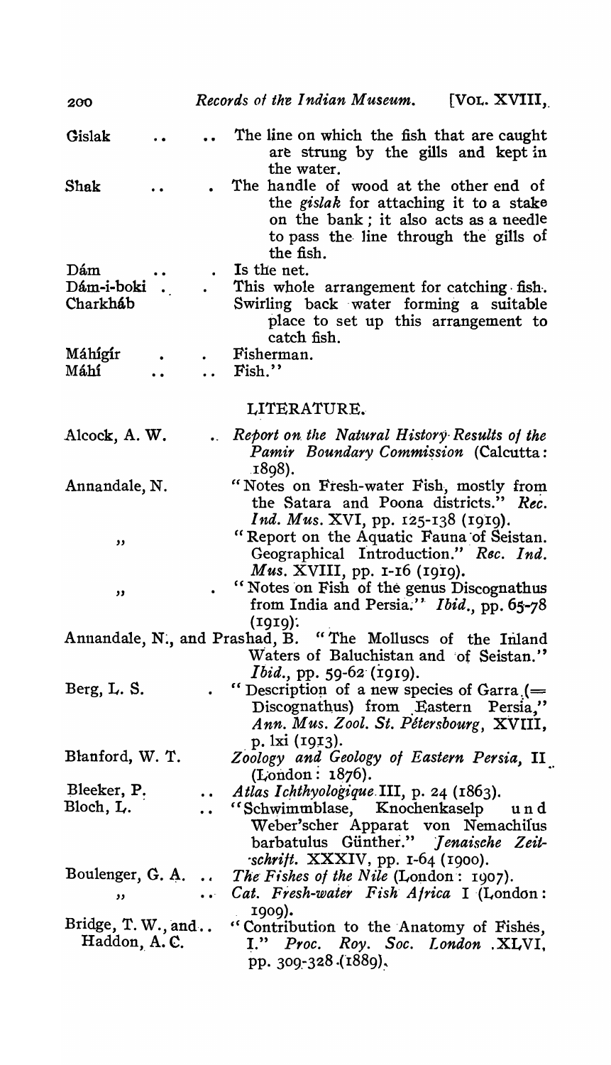| | |
|---|---|
| Gislak | The line on which the fish that are caught are strung by the gills and kept in the water. |
| Shak | The handle of wood at the other end of the *gislak* for attaching it to a stake on the bank; it also acts as a needle to pass the line through the gills of the fish. |
| Dám | Is the net. |
| Dám-i-boki | This whole arrangement for catching fish. |
| Charkháb | Swirling back water forming a suitable place to set up this arrangement to catch fish. |
| Máhígír | Fisherman. |
| Máhí | Fish." |

## LITERATURE.

Alcock, A. W. .. *Report on the Natural History Results of the Pamir Boundary Commission* (Calcutta: 1898).

Annandale, N. "Notes on Fresh-water Fish, mostly from the Satara and Poona districts." *Rec. Ind. Mus.* XVI, pp. 125-138 (1919).

,, "Report on the Aquatic Fauna of Seistan. Geographical Introduction." *Rec. Ind. Mus.* XVIII, pp. 1-16 (1919).

,, "Notes on Fish of the genus Discognathus from India and Persia." *Ibid.*, pp. 65-78 (1919).

Annandale, N., and Prashad, B. "The Molluscs of the Inland Waters of Baluchistan and of Seistan." *Ibid.*, pp. 59-62 (1919).

Berg, L. S. "Description of a new species of Garra (= Discognathus) from Eastern Persia," *Ann. Mus. Zool. St. Pétersbourg*, XVIII, p. lxi (1913).

Blanford, W. T. *Zoology and Geology of Eastern Persia*, II (London: 1876).

Bleeker, P. .. *Atlas Ichthyologique* III, p. 24 (1863).

Bloch, L. .. "Schwimmblase, Knochenkaselp und Weber'scher Apparat von Nemachilus barbatulus Günther." *Jenaische Zeitschrift.* XXXIV, pp. 1-64 (1900).

Boulenger, G. A. .. *The Fishes of the Nile* (London: 1907).

,, .. *Cat. Fresh-water Fish Africa* I (London: 1909).

Bridge, T. W., and Haddon, A. C. "Contribution to the Anatomy of Fishes, I." *Proc. Roy. Soc. London* XLVI, pp. 309-328 (1889).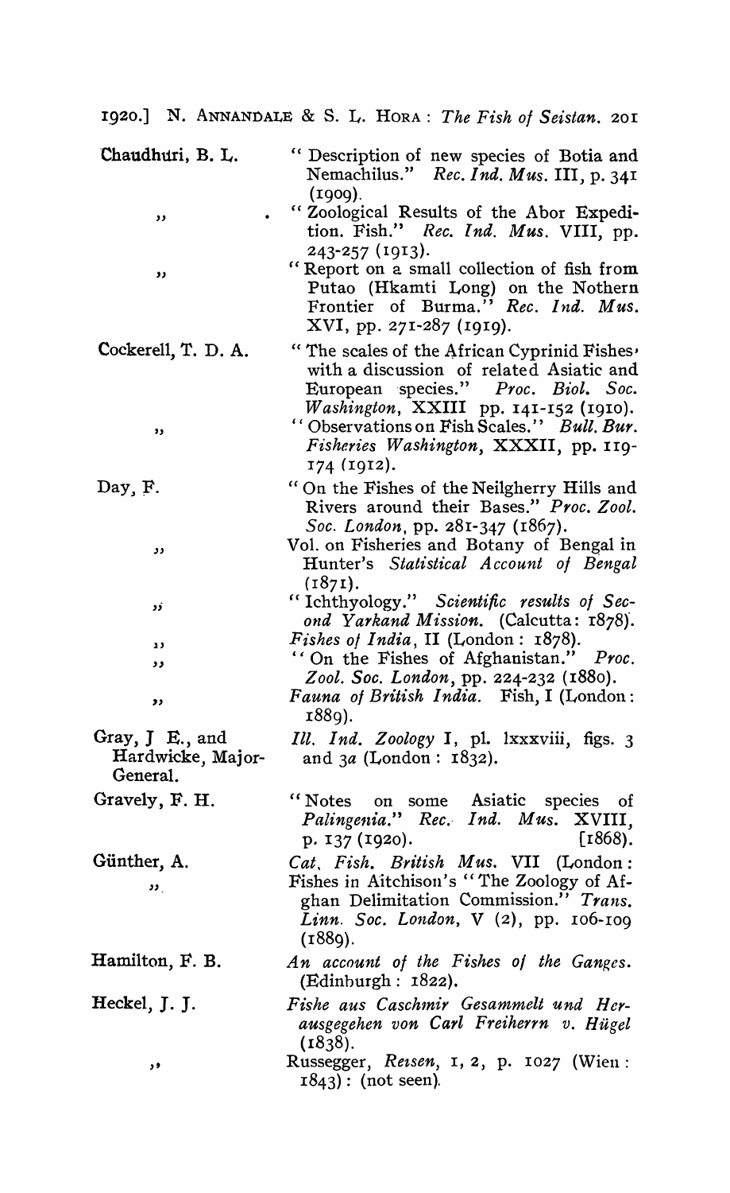Chaudhuri, B. L. — "Description of new species of Botia and Nemachilus." *Rec. Ind. Mus.* III, p. 341 (1909).

,, — "Zoological Results of the Abor Expedition. Fish." *Rec. Ind. Mus.* VIII, pp. 243-257 (1913).

,, — "Report on a small collection of fish from Putao (Hkamti Long) on the Nothern Frontier of Burma." *Rec. Ind. Mus.* XVI, pp. 271-287 (1919).

Cockerell, T. D. A. — "The scales of the African Cyprinid Fishes, with a discussion of related Asiatic and European species." *Proc. Biol. Soc. Washington*, XXIII pp. 141-152 (1910).

,, — "Observations on Fish Scales." *Bull. Bur. Fisheries Washington*, XXXII, pp. 119-174 (1912).

Day, F. — "On the Fishes of the Neilgherry Hills and Rivers around their Bases." *Proc. Zool. Soc. London*, pp. 281-347 (1867).

,, — Vol. on Fisheries and Botany of Bengal in Hunter's *Statistical Account of Bengal* (1871).

,, — "Ichthyology." *Scientific results of Second Yarkand Mission.* (Calcutta: 1878).

,, — *Fishes of India*, II (London: 1878).

,, — "On the Fishes of Afghanistan." *Proc. Zool. Soc. London*, pp. 224-232 (1880).

,, — *Fauna of British India.* Fish, I (London: 1889).

Gray, J E., and Hardwicke, Major-General. — *Ill. Ind. Zoology* I, pl. lxxxviii, figs. 3 and 3*a* (London: 1832).

Gravely, F. H. — "Notes on some Asiatic species of *Palingenia.*" *Rec. Ind. Mus.* XVIII, p. 137 (1920).

Günther, A. — *Cat. Fish. British Mus.* VII (London: [1868).

,, — Fishes in Aitchison's "The Zoology of Afghan Delimitation Commission." *Trans. Linn. Soc. London*, V (2), pp. 106-109 (1889).

Hamilton, F. B. — *An account of the Fishes of the Ganges.* (Edinburgh: 1822).

Heckel, J. J. — *Fishe aus Caschmir Gesammelt und Herausgegehen von Carl Freiherrn v. Hügel* (1838).

,, — Russegger, *Reisen*, 1, 2, p. 1027 (Wien: 1843): (not seen).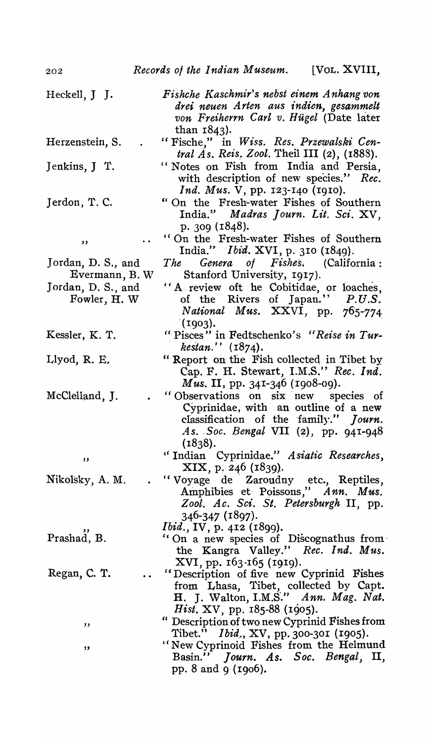Heckell, J J. — *Fishche Kaschmir's nebst einem Anhang von drei neuen Arten aus indien, gesammelt von Freiherrn Carl v. Hügel* (Date later than 1843).

Herzenstein, S. — "Fische," in *Wiss. Res. Przewalski Central As. Reis. Zool.* Theil III (2), (1888).

Jenkins, J T. — "Notes on Fish from India and Persia, with description of new species." *Rec. Ind. Mus.* V, pp. 123-140 (1910).

Jerdon, T. C. — "On the Fresh-water Fishes of Southern India." *Madras Journ. Lit. Sci.* XV, p. 309 (1848).

,, — "On the Fresh-water Fishes of Southern India." *Ibid.* XVI, p. 310 (1849).

Jordan, D. S., and Evermann, B. W — *The Genera of Fishes.* (California: Stanford University, 1917).

Jordan, D. S., and Fowler, H. W — "A review oft he Cobitidae, or loaches, of the Rivers of Japan." *P.U.S. National Mus.* XXVI, pp. 765-774 (1903).

Kessler, K. T. — "Pisces" in Fedtschenko's "*Reise in Turkestan.*" (1874).

Llyod, R. E. — "Report on the Fish collected in Tibet by Cap. F. H. Stewart, I.M.S." *Rec. Ind. Mus.* II, pp. 341-346 (1908-09).

McClelland, J. — "Observations on six new species of Cyprinidae, with an outline of a new classification of the family." *Journ. As. Soc. Bengal* VII (2), pp. 941-948 (1838).

,, — "Indian Cyprinidae." *Asiatic Researches*, XIX, p. 246 (1839).

Nikolsky, A. M. — "Voyage de Zaroudny etc., Reptiles, Amphibies et Poissons," *Ann. Mus. Zool. Ac. Sci. St. Petersburgh* II, pp. 346-347 (1897).

,, — *Ibid.*, IV, p. 412 (1899).

Prashad, B. — "On a new species of Discognathus from the Kangra Valley." *Rec. Ind. Mus.* XVI, pp. 163-165 (1919).

Regan, C. T. — "Description of five new Cyprinid Fishes from Lhasa, Tibet, collected by Capt. H. J. Walton, I.M.S." *Ann. Mag. Nat. Hist.* XV, pp. 185-88 (1905).

,, — "Description of two new Cyprinid Fishes from Tibet." *Ibid.*, XV, pp. 300-301 (1905).

,, — "New Cyprinoid Fishes from the Helmund Basin." *Journ. As. Soc. Bengal*, II, pp. 8 and 9 (1906).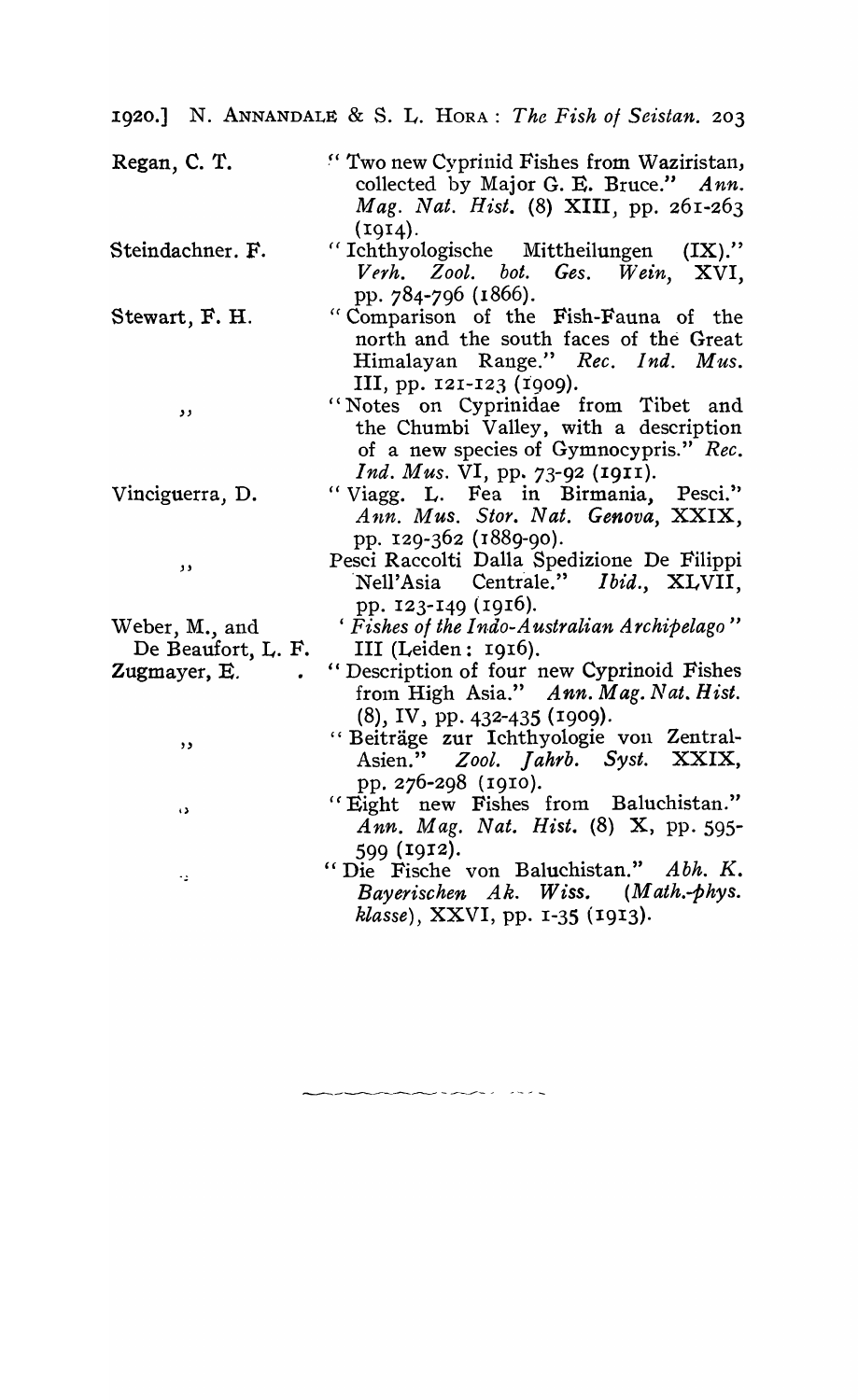Regan, C. T. "Two new Cyprinid Fishes from Waziristan, collected by Major G. E. Bruce." *Ann. Mag. Nat. Hist.* (8) XIII, pp. 261-263 (1914).

Steindachner. F. "Ichthyologische Mittheilungen (IX)." *Verh. Zool. bot. Ges. Wein*, XVI, pp. 784-796 (1866).

Stewart, F. H. "Comparison of the Fish-Fauna of the north and the south faces of the Great Himalayan Range." *Rec. Ind. Mus.* III, pp. 121-123 (1909).

,, "Notes on Cyprinidae from Tibet and the Chumbi Valley, with a description of a new species of Gymnocypris." *Rec. Ind. Mus.* VI, pp. 73-92 (1911).

Vinciguerra, D. "Viagg. L. Fea in Birmania, Pesci." *Ann. Mus. Stor. Nat. Genova*, XXIX, pp. 129-362 (1889-90).

,, Pesci Raccolti Dalla Spedizione De Filippi Nell'Asia Centrale." *Ibid.*, XLVII, pp. 123-149 (1916).

Weber, M., and De Beaufort, L. F. '*Fishes of the Indo-Australian Archipelago*" III (Leiden: 1916).

Zugmayer, E. "Description of four new Cyprinoid Fishes from High Asia." *Ann. Mag. Nat. Hist.* (8), IV, pp. 432-435 (1909).

,, "Beiträge zur Ichthyologie von Zentral-Asien." *Zool. Jahrb. Syst.* XXIX, pp. 276-298 (1910).

,, "Eight new Fishes from Baluchistan." *Ann. Mag. Nat. Hist.* (8) X, pp. 595-599 (1912).

,, "Die Fische von Baluchistan." *Abh. K. Bayerischen Ak. Wiss. (Math.-phys. klasse)*, XXVI, pp. 1-35 (1913).